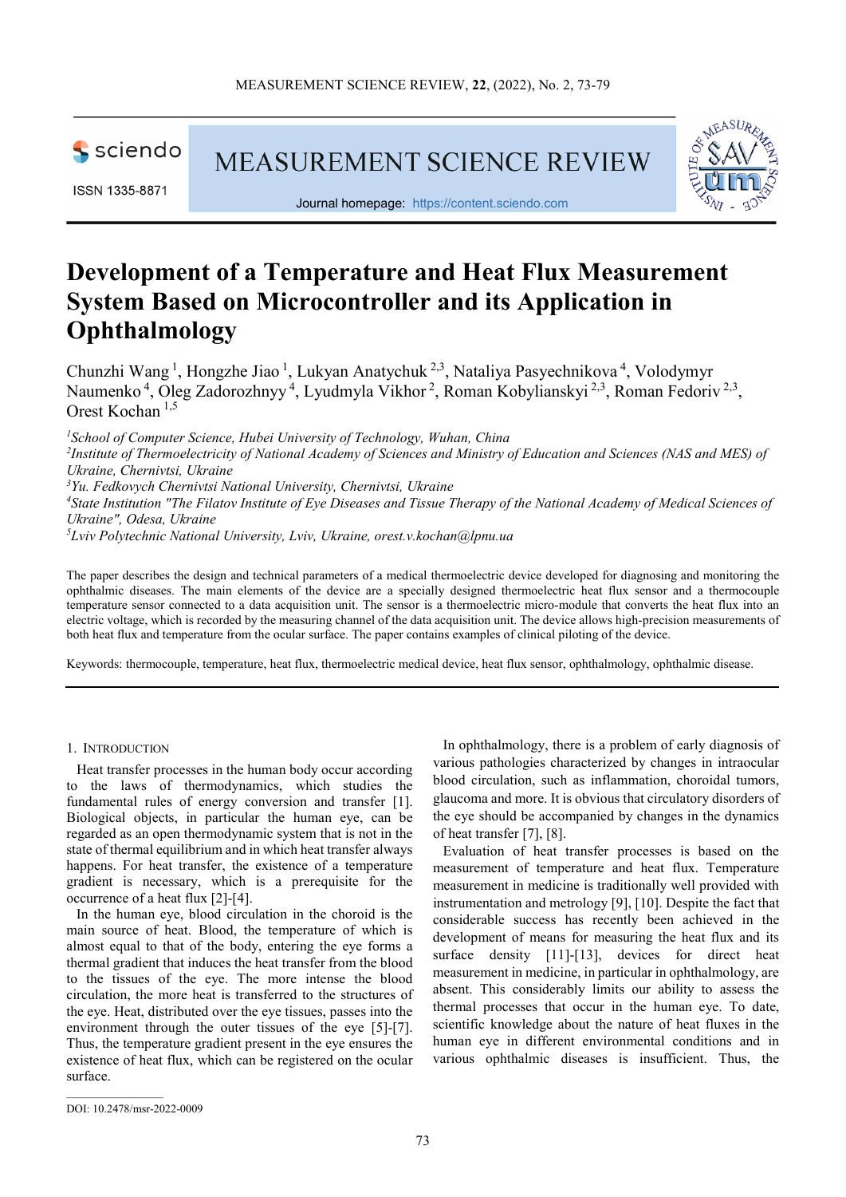# Development of a Temperature and Heat Flux Measurement System Based on Microcontroller and its Application in Ophthalmology

Chunzhi Wang [1], Hongzhe Jiao [1], Lukyan Anatychuk [2,3], Nataliya Pasyechnikova [4], Volodymyr Naumenko [4], Oleg Zadorozhnyy [4], Lyudmyla Vikhor [2], Roman Kobylianskyi [2,3], Roman Fedoriv [2,3], Orest Kochan [1,5]

[1] *School of Computer Science, Hubei University of Technology, Wuhan, China*
[2] *Institute of Thermoelectricity of National Academy of Sciences and Ministry of Education and Sciences (NAS and MES) of Ukraine, Chernivtsi, Ukraine*
[3] *Yu. Fedkovych Chernivtsi National University, Chernivtsi, Ukraine*
[4] *State Institution "The Filatov Institute of Eye Diseases and Tissue Therapy of the National Academy of Medical Sciences of Ukraine", Odesa, Ukraine*
[5] *Lviv Polytechnic National University, Lviv, Ukraine, orest.v.kochan@lpnu.ua*

The paper describes the design and technical parameters of a medical thermoelectric device developed for diagnosing and monitoring the ophthalmic diseases. The main elements of the device are a specially designed thermoelectric heat flux sensor and a thermocouple temperature sensor connected to a data acquisition unit. The sensor is a thermoelectric micro-module that converts the heat flux into an electric voltage, which is recorded by the measuring channel of the data acquisition unit. The device allows high-precision measurements of both heat flux and temperature from the ocular surface. The paper contains examples of clinical piloting of the device.

Keywords: thermocouple, temperature, heat flux, thermoelectric medical device, heat flux sensor, ophthalmology, ophthalmic disease.

## 1. Introduction

Heat transfer processes in the human body occur according to the laws of thermodynamics, which studies the fundamental rules of energy conversion and transfer [1]. Biological objects, in particular the human eye, can be regarded as an open thermodynamic system that is not in the state of thermal equilibrium and in which heat transfer always happens. For heat transfer, the existence of a temperature gradient is necessary, which is a prerequisite for the occurrence of a heat flux [2]-[4].

In the human eye, blood circulation in the choroid is the main source of heat. Blood, the temperature of which is almost equal to that of the body, entering the eye forms a thermal gradient that induces the heat transfer from the blood to the tissues of the eye. The more intense the blood circulation, the more heat is transferred to the structures of the eye. Heat, distributed over the eye tissues, passes into the environment through the outer tissues of the eye [5]-[7]. Thus, the temperature gradient present in the eye ensures the existence of heat flux, which can be registered on the ocular surface.

In ophthalmology, there is a problem of early diagnosis of various pathologies characterized by changes in intraocular blood circulation, such as inflammation, choroidal tumors, glaucoma and more. It is obvious that circulatory disorders of the eye should be accompanied by changes in the dynamics of heat transfer [7], [8].

Evaluation of heat transfer processes is based on the measurement of temperature and heat flux. Temperature measurement in medicine is traditionally well provided with instrumentation and metrology [9], [10]. Despite the fact that considerable success has recently been achieved in the development of means for measuring the heat flux and its surface density [11]-[13], devices for direct heat measurement in medicine, in particular in ophthalmology, are absent. This considerably limits our ability to assess the thermal processes that occur in the human eye. To date, scientific knowledge about the nature of heat fluxes in the human eye in different environmental conditions and in various ophthalmic diseases is insufficient. Thus, the

DOI: 10.2478/msr-2022-0009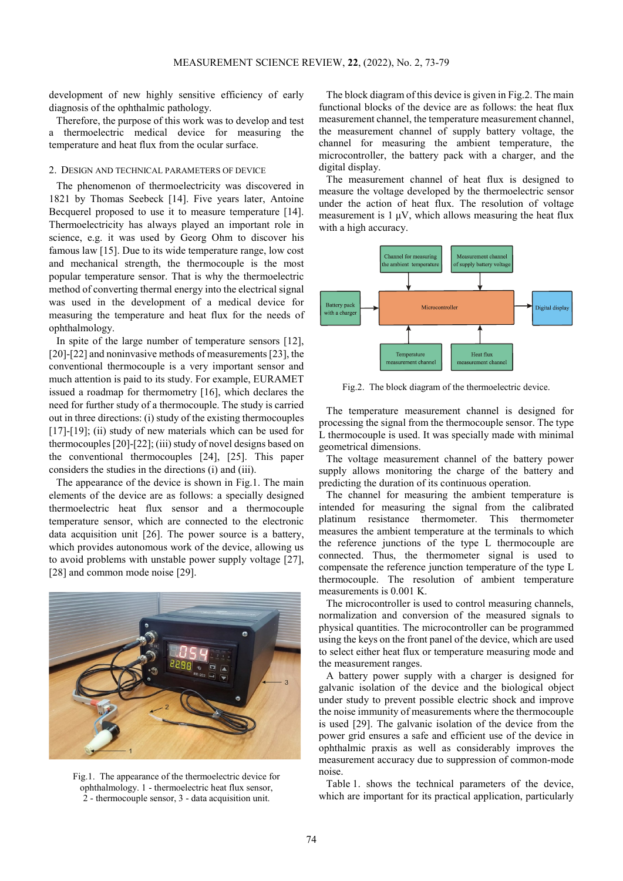development of new highly sensitive efficiency of early diagnosis of the ophthalmic pathology.

Therefore, the purpose of this work was to develop and test a thermoelectric medical device for measuring the temperature and heat flux from the ocular surface.

## 2. Design and technical parameters of device

The phenomenon of thermoelectricity was discovered in 1821 by Thomas Seebeck [14]. Five years later, Antoine Becquerel proposed to use it to measure temperature [14]. Thermoelectricity has always played an important role in science, e.g. it was used by Georg Ohm to discover his famous law [15]. Due to its wide temperature range, low cost and mechanical strength, the thermocouple is the most popular temperature sensor. That is why the thermoelectric method of converting thermal energy into the electrical signal was used in the development of a medical device for measuring the temperature and heat flux for the needs of ophthalmology.

In spite of the large number of temperature sensors [12], [20]-[22] and noninvasive methods of measurements [23], the conventional thermocouple is a very important sensor and much attention is paid to its study. For example, EURAMET issued a roadmap for thermometry [16], which declares the need for further study of a thermocouple. The study is carried out in three directions: (i) study of the existing thermocouples [17]-[19]; (ii) study of new materials which can be used for thermocouples [20]-[22]; (iii) study of novel designs based on the conventional thermocouples [24], [25]. This paper considers the studies in the directions (i) and (iii).

The appearance of the device is shown in Fig.1. The main elements of the device are as follows: a specially designed thermoelectric heat flux sensor and a thermocouple temperature sensor, which are connected to the electronic data acquisition unit [26]. The power source is a battery, which provides autonomous work of the device, allowing us to avoid problems with unstable power supply voltage [27], [28] and common mode noise [29].

Fig.1. The appearance of the thermoelectric device for ophthalmology. 1 - thermoelectric heat flux sensor, 2 - thermocouple sensor, 3 - data acquisition unit.

The block diagram of this device is given in Fig.2. The main functional blocks of the device are as follows: the heat flux measurement channel, the temperature measurement channel, the measurement channel of supply battery voltage, the channel for measuring the ambient temperature, the microcontroller, the battery pack with a charger, and the digital display.

The measurement channel of heat flux is designed to measure the voltage developed by the thermoelectric sensor under the action of heat flux. The resolution of voltage measurement is 1 μV, which allows measuring the heat flux with a high accuracy.

Fig.2. The block diagram of the thermoelectric device.

The temperature measurement channel is designed for processing the signal from the thermocouple sensor. The type L thermocouple is used. It was specially made with minimal geometrical dimensions.

The voltage measurement channel of the battery power supply allows monitoring the charge of the battery and predicting the duration of its continuous operation.

The channel for measuring the ambient temperature is intended for measuring the signal from the calibrated platinum resistance thermometer. This thermometer measures the ambient temperature at the terminals to which the reference junctions of the type L thermocouple are connected. Thus, the thermometer signal is used to compensate the reference junction temperature of the type L thermocouple. The resolution of ambient temperature measurements is 0.001 K.

The microcontroller is used to control measuring channels, normalization and conversion of the measured signals to physical quantities. The microcontroller can be programmed using the keys on the front panel of the device, which are used to select either heat flux or temperature measuring mode and the measurement ranges.

A battery power supply with a charger is designed for galvanic isolation of the device and the biological object under study to prevent possible electric shock and improve the noise immunity of measurements where the thermocouple is used [29]. The galvanic isolation of the device from the power grid ensures a safe and efficient use of the device in ophthalmic praxis as well as considerably improves the measurement accuracy due to suppression of common-mode noise.

Table 1. shows the technical parameters of the device, which are important for its practical application, particularly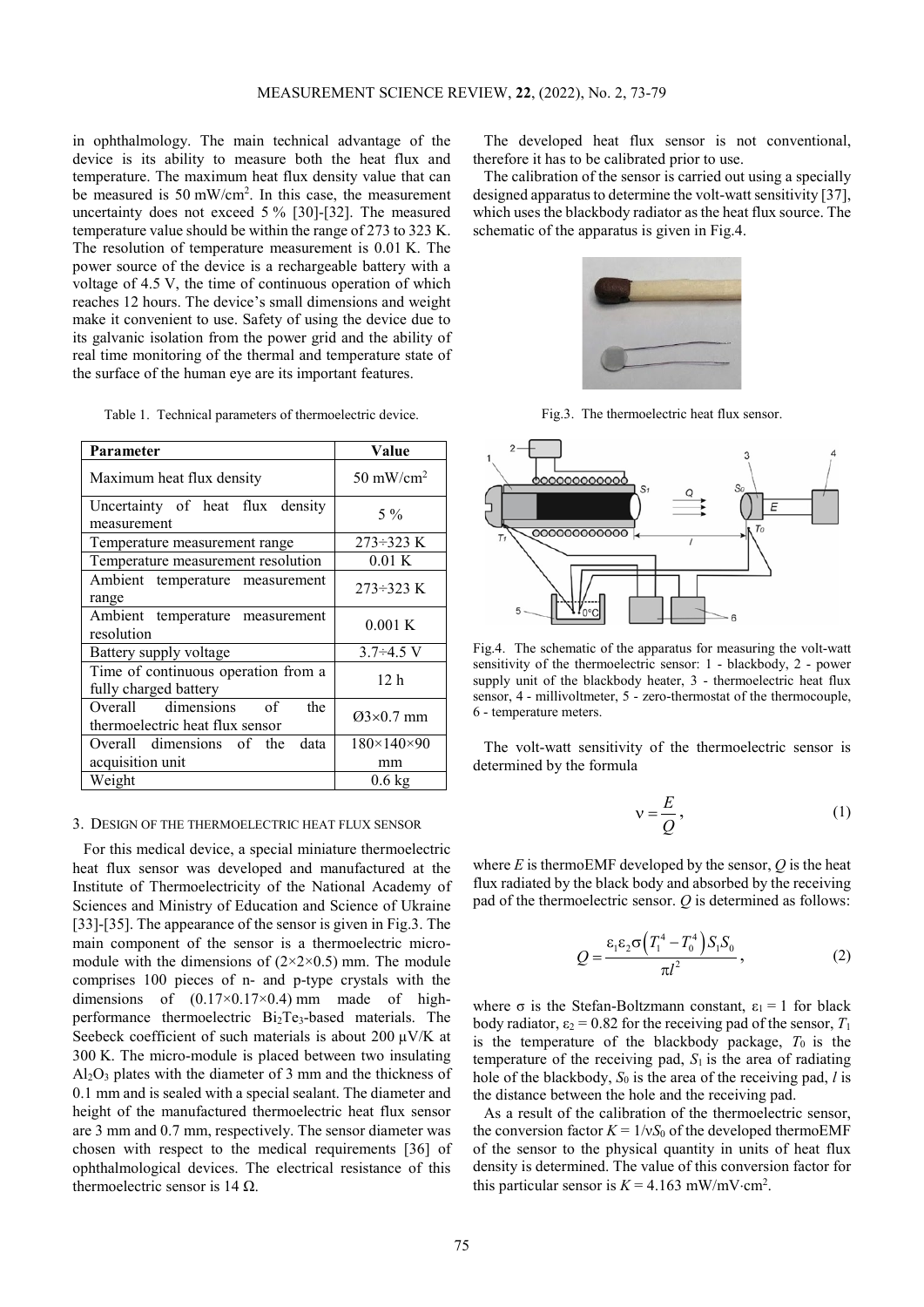in ophthalmology. The main technical advantage of the device is its ability to measure both the heat flux and temperature. The maximum heat flux density value that can be measured is 50 mW/cm$^2$. In this case, the measurement uncertainty does not exceed 5 % [30]-[32]. The measured temperature value should be within the range of 273 to 323 K. The resolution of temperature measurement is 0.01 K. The power source of the device is a rechargeable battery with a voltage of 4.5 V, the time of continuous operation of which reaches 12 hours. The device's small dimensions and weight make it convenient to use. Safety of using the device due to its galvanic isolation from the power grid and the ability of real time monitoring of the thermal and temperature state of the surface of the human eye are its important features.

Table 1. Technical parameters of thermoelectric device.

| Parameter | Value |
|---|---|
| Maximum heat flux density | 50 mW/cm$^2$ |
| Uncertainty of heat flux density measurement | 5 % |
| Temperature measurement range | 273÷323 K |
| Temperature measurement resolution | 0.01 K |
| Ambient temperature measurement range | 273÷323 K |
| Ambient temperature measurement resolution | 0.001 K |
| Battery supply voltage | 3.7÷4.5 V |
| Time of continuous operation from a fully charged battery | 12 h |
| Overall dimensions of the thermoelectric heat flux sensor | Ø3×0.7 mm |
| Overall dimensions of the data acquisition unit | 180×140×90 mm |
| Weight | 0.6 kg |

## 3. Design of the thermoelectric heat flux sensor

For this medical device, a special miniature thermoelectric heat flux sensor was developed and manufactured at the Institute of Thermoelectricity of the National Academy of Sciences and Ministry of Education and Science of Ukraine [33]-[35]. The appearance of the sensor is given in Fig.3. The main component of the sensor is a thermoelectric micro-module with the dimensions of (2×2×0.5) mm. The module comprises 100 pieces of n- and p-type crystals with the dimensions of (0.17×0.17×0.4) mm made of high-performance thermoelectric $Bi_2Te_3$-based materials. The Seebeck coefficient of such materials is about 200 μV/K at 300 K. The micro-module is placed between two insulating $Al_2O_3$ plates with the diameter of 3 mm and the thickness of 0.1 mm and is sealed with a special sealant. The diameter and height of the manufactured thermoelectric heat flux sensor are 3 mm and 0.7 mm, respectively. The sensor diameter was chosen with respect to the medical requirements [36] of ophthalmological devices. The electrical resistance of this thermoelectric sensor is 14 Ω.

The developed heat flux sensor is not conventional, therefore it has to be calibrated prior to use.

The calibration of the sensor is carried out using a specially designed apparatus to determine the volt-watt sensitivity [37], which uses the blackbody radiator as the heat flux source. The schematic of the apparatus is given in Fig.4.

Fig.3. The thermoelectric heat flux sensor.

Fig.4. The schematic of the apparatus for measuring the volt-watt sensitivity of the thermoelectric sensor: 1 - blackbody, 2 - power supply unit of the blackbody heater, 3 - thermoelectric heat flux sensor, 4 - millivoltmeter, 5 - zero-thermostat of the thermocouple, 6 - temperature meters.

The volt-watt sensitivity of the thermoelectric sensor is determined by the formula

$$\nu = \frac{E}{Q}, \tag{1}$$

where $E$ is thermoEMF developed by the sensor, $Q$ is the heat flux radiated by the black body and absorbed by the receiving pad of the thermoelectric sensor. $Q$ is determined as follows:

$$Q = \frac{\varepsilon_1 \varepsilon_2 \sigma \left(T_1^4 - T_0^4\right) S_1 S_0}{\pi l^2}, \tag{2}$$

where σ is the Stefan-Boltzmann constant, $\varepsilon_1 = 1$ for black body radiator, $\varepsilon_2 = 0.82$ for the receiving pad of the sensor, $T_1$ is the temperature of the blackbody package, $T_0$ is the temperature of the receiving pad, $S_1$ is the area of radiating hole of the blackbody, $S_0$ is the area of the receiving pad, $l$ is the distance between the hole and the receiving pad.

As a result of the calibration of the thermoelectric sensor, the conversion factor $K = 1/\nu S_0$ of the developed thermoEMF of the sensor to the physical quantity in units of heat flux density is determined. The value of this conversion factor for this particular sensor is $K = 4.163$ mW/mV·cm$^2$.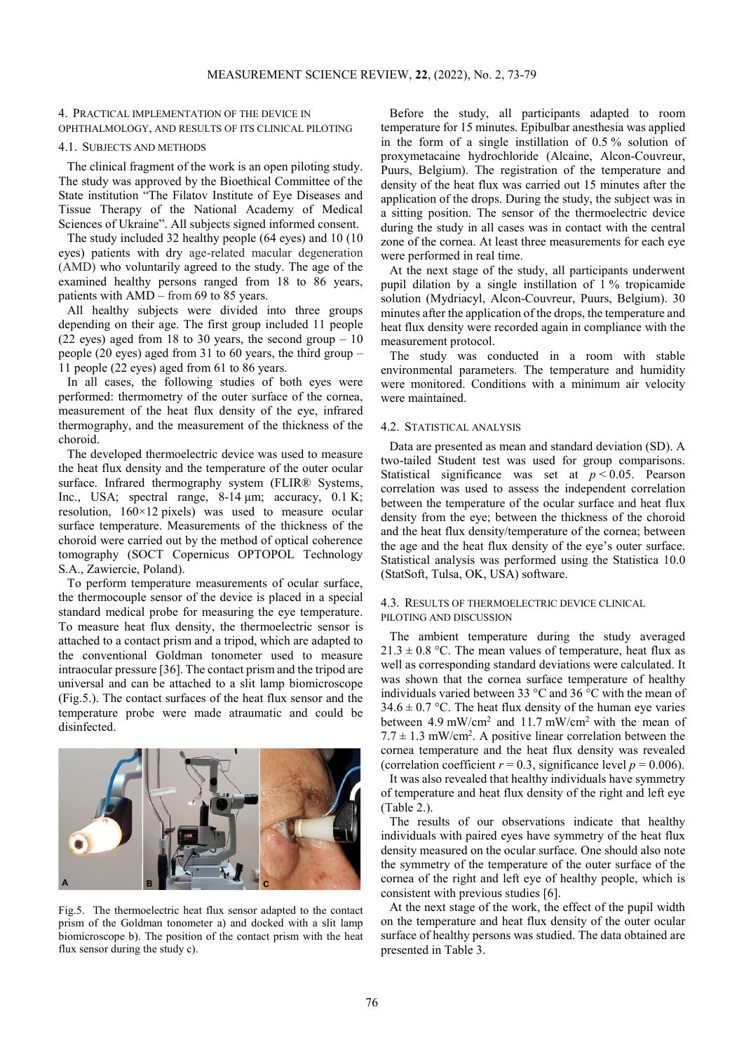## 4. PRACTICAL IMPLEMENTATION OF THE DEVICE IN OPHTHALMOLOGY, AND RESULTS OF ITS CLINICAL PILOTING

### 4.1. SUBJECTS AND METHODS

The clinical fragment of the work is an open piloting study. The study was approved by the Bioethical Committee of the State institution "The Filatov Institute of Eye Diseases and Tissue Therapy of the National Academy of Medical Sciences of Ukraine". All subjects signed informed consent.

The study included 32 healthy people (64 eyes) and 10 (10 eyes) patients with dry age-related macular degeneration (AMD) who voluntarily agreed to the study. The age of the examined healthy persons ranged from 18 to 86 years, patients with AMD – from 69 to 85 years.

All healthy subjects were divided into three groups depending on their age. The first group included 11 people (22 eyes) aged from 18 to 30 years, the second group – 10 people (20 eyes) aged from 31 to 60 years, the third group – 11 people (22 eyes) aged from 61 to 86 years.

In all cases, the following studies of both eyes were performed: thermometry of the outer surface of the cornea, measurement of the heat flux density of the eye, infrared thermography, and the measurement of the thickness of the choroid.

The developed thermoelectric device was used to measure the heat flux density and the temperature of the outer ocular surface. Infrared thermography system (FLIR® Systems, Inc., USA; spectral range, 8-14 μm; accuracy, 0.1 K; resolution, 160×12 pixels) was used to measure ocular surface temperature. Measurements of the thickness of the choroid were carried out by the method of optical coherence tomography (SOCT Copernicus OPTOPOL Technology S.A., Zawiercie, Poland).

To perform temperature measurements of ocular surface, the thermocouple sensor of the device is placed in a special standard medical probe for measuring the eye temperature. To measure heat flux density, the thermoelectric sensor is attached to a contact prism and a tripod, which are adapted to the conventional Goldman tonometer used to measure intraocular pressure [36]. The contact prism and the tripod are universal and can be attached to a slit lamp biomicroscope (Fig.5.). The contact surfaces of the heat flux sensor and the temperature probe were made atraumatic and could be disinfected.

Fig.5. The thermoelectric heat flux sensor adapted to the contact prism of the Goldman tonometer a) and docked with a slit lamp biomicroscope b). The position of the contact prism with the heat flux sensor during the study c).

Before the study, all participants adapted to room temperature for 15 minutes. Epibulbar anesthesia was applied in the form of a single instillation of 0.5 % solution of proxymetacaine hydrochloride (Alcaine, Alcon-Couvreur, Puurs, Belgium). The registration of the temperature and density of the heat flux was carried out 15 minutes after the application of the drops. During the study, the subject was in a sitting position. The sensor of the thermoelectric device during the study in all cases was in contact with the central zone of the cornea. At least three measurements for each eye were performed in real time.

At the next stage of the study, all participants underwent pupil dilation by a single instillation of 1 % tropicamide solution (Mydriacyl, Alcon-Couvreur, Puurs, Belgium). 30 minutes after the application of the drops, the temperature and heat flux density were recorded again in compliance with the measurement protocol.

The study was conducted in a room with stable environmental parameters. The temperature and humidity were monitored. Conditions with a minimum air velocity were maintained.

### 4.2. STATISTICAL ANALYSIS

Data are presented as mean and standard deviation (SD). A two-tailed Student test was used for group comparisons. Statistical significance was set at $p < 0.05$. Pearson correlation was used to assess the independent correlation between the temperature of the ocular surface and heat flux density from the eye; between the thickness of the choroid and the heat flux density/temperature of the cornea; between the age and the heat flux density of the eye's outer surface. Statistical analysis was performed using the Statistica 10.0 (StatSoft, Tulsa, OK, USA) software.

### 4.3. RESULTS OF THERMOELECTRIC DEVICE CLINICAL PILOTING AND DISCUSSION

The ambient temperature during the study averaged 21.3 ± 0.8 °C. The mean values of temperature, heat flux as well as corresponding standard deviations were calculated. It was shown that the cornea surface temperature of healthy individuals varied between 33 °C and 36 °C with the mean of 34.6 ± 0.7 °C. The heat flux density of the human eye varies between 4.9 mW/cm$^2$ and 11.7 mW/cm$^2$ with the mean of 7.7 ± 1.3 mW/cm$^2$. A positive linear correlation between the cornea temperature and the heat flux density was revealed (correlation coefficient $r = 0.3$, significance level $p = 0.006$).

It was also revealed that healthy individuals have symmetry of temperature and heat flux density of the right and left eye (Table 2.).

The results of our observations indicate that healthy individuals with paired eyes have symmetry of the heat flux density measured on the ocular surface. One should also note the symmetry of the temperature of the outer surface of the cornea of the right and left eye of healthy people, which is consistent with previous studies [6].

At the next stage of the work, the effect of the pupil width on the temperature and heat flux density of the outer ocular surface of healthy persons was studied. The data obtained are presented in Table 3.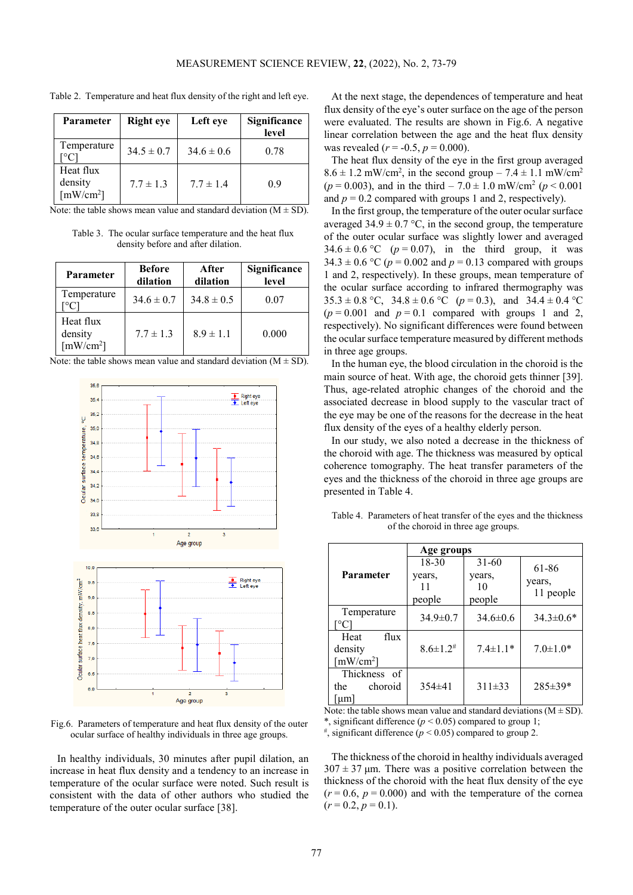Table 2. Temperature and heat flux density of the right and left eye.

| Parameter | Right eye | Left eye | Significance level |
|---|---|---|---|
| Temperature [°C] | 34.5 ± 0.7 | 34.6 ± 0.6 | 0.78 |
| Heat flux density [mW/cm$^2$] | 7.7 ± 1.3 | 7.7 ± 1.4 | 0.9 |

Note: the table shows mean value and standard deviation (M ± SD).

Table 3. The ocular surface temperature and the heat flux density before and after dilation.

| Parameter | Before dilation | After dilation | Significance level |
|---|---|---|---|
| Temperature [°C] | 34.6 ± 0.7 | 34.8 ± 0.5 | 0.07 |
| Heat flux density [mW/cm$^2$] | 7.7 ± 1.3 | 8.9 ± 1.1 | 0.000 |

Note: the table shows mean value and standard deviation (M ± SD).

Fig.6. Parameters of temperature and heat flux density of the outer ocular surface of healthy individuals in three age groups.

In healthy individuals, 30 minutes after pupil dilation, an increase in heat flux density and a tendency to an increase in temperature of the ocular surface were noted. Such result is consistent with the data of other authors who studied the temperature of the outer ocular surface [38].

At the next stage, the dependences of temperature and heat flux density of the eye's outer surface on the age of the person were evaluated. The results are shown in Fig.6. A negative linear correlation between the age and the heat flux density was revealed ($r$ = -0.5, $p$ = 0.000).

The heat flux density of the eye in the first group averaged 8.6 ± 1.2 mW/cm$^2$, in the second group – 7.4 ± 1.1 mW/cm$^2$ ($p$ = 0.003), and in the third – 7.0 ± 1.0 mW/cm$^2$ ($p$ < 0.001 and $p$ = 0.2 compared with groups 1 and 2, respectively).

In the first group, the temperature of the outer ocular surface averaged 34.9 ± 0.7 °C, in the second group, the temperature of the outer ocular surface was slightly lower and averaged 34.6 ± 0.6 °C ($p$ = 0.07), in the third group, it was 34.3 ± 0.6 °C ($p$ = 0.002 and $p$ = 0.13 compared with groups 1 and 2, respectively). In these groups, mean temperature of the ocular surface according to infrared thermography was 35.3 ± 0.8 °C, 34.8 ± 0.6 °C ($p$ = 0.3), and 34.4 ± 0.4 °C ($p$ = 0.001 and $p$ = 0.1 compared with groups 1 and 2, respectively). No significant differences were found between the ocular surface temperature measured by different methods in three age groups.

In the human eye, the blood circulation in the choroid is the main source of heat. With age, the choroid gets thinner [39]. Thus, age-related atrophic changes of the choroid and the associated decrease in blood supply to the vascular tract of the eye may be one of the reasons for the decrease in the heat flux density of the eyes of a healthy elderly person.

In our study, we also noted a decrease in the thickness of the choroid with age. The thickness was measured by optical coherence tomography. The heat transfer parameters of the eyes and the thickness of the choroid in three age groups are presented in Table 4.

Table 4. Parameters of heat transfer of the eyes and the thickness of the choroid in three age groups.

| Parameter | Age groups | | |
|---|---|---|---|
| | 18-30 years, 11 people | 31-60 years, 10 people | 61-86 years, 11 people |
| Temperature [°C] | 34.9±0.7 | 34.6±0.6 | 34.3±0.6* |
| Heat flux density [mW/cm$^2$] | 8.6±1.2# | 7.4±1.1* | 7.0±1.0* |
| Thickness of the choroid [μm] | 354±41 | 311±33 | 285±39* |

Note: the table shows mean value and standard deviations (M ± SD).
*, significant difference ($p$ < 0.05) compared to group 1;
#, significant difference ($p$ < 0.05) compared to group 2.

The thickness of the choroid in healthy individuals averaged 307 ± 37 μm. There was a positive correlation between the thickness of the choroid with the heat flux density of the eye ($r$ = 0.6, $p$ = 0.000) and with the temperature of the cornea ($r$ = 0.2, $p$ = 0.1).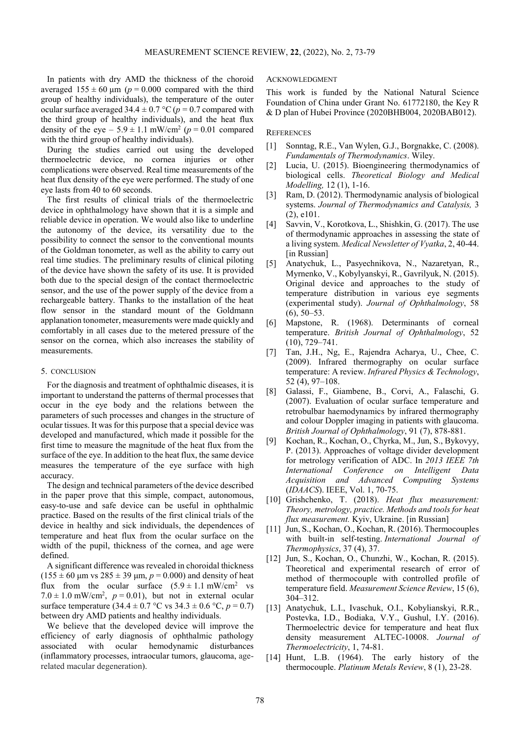In patients with dry AMD the thickness of the choroid averaged $155 \pm 60$ µm ($p = 0.000$ compared with the third group of healthy individuals), the temperature of the outer ocular surface averaged $34.4 \pm 0.7$ °C ($p = 0.7$ compared with the third group of healthy individuals), and the heat flux density of the eye – $5.9 \pm 1.1$ mW/cm$^2$ ($p = 0.01$ compared with the third group of healthy individuals).

During the studies carried out using the developed thermoelectric device, no cornea injuries or other complications were observed. Real time measurements of the heat flux density of the eye were performed. The study of one eye lasts from 40 to 60 seconds.

The first results of clinical trials of the thermoelectric device in ophthalmology have shown that it is a simple and reliable device in operation. We would also like to underline the autonomy of the device, its versatility due to the possibility to connect the sensor to the conventional mounts of the Goldman tonometer, as well as the ability to carry out real time studies. The preliminary results of clinical piloting of the device have shown the safety of its use. It is provided both due to the special design of the contact thermoelectric sensor, and the use of the power supply of the device from a rechargeable battery. Thanks to the installation of the heat flow sensor in the standard mount of the Goldmann applanation tonometer, measurements were made quickly and comfortably in all cases due to the metered pressure of the sensor on the cornea, which also increases the stability of measurements.

## 5. CONCLUSION

For the diagnosis and treatment of ophthalmic diseases, it is important to understand the patterns of thermal processes that occur in the eye body and the relations between the parameters of such processes and changes in the structure of ocular tissues. It was for this purpose that a special device was developed and manufactured, which made it possible for the first time to measure the magnitude of the heat flux from the surface of the eye. In addition to the heat flux, the same device measures the temperature of the eye surface with high accuracy.

The design and technical parameters of the device described in the paper prove that this simple, compact, autonomous, easy-to-use and safe device can be useful in ophthalmic practice. Based on the results of the first clinical trials of the device in healthy and sick individuals, the dependences of temperature and heat flux from the ocular surface on the width of the pupil, thickness of the cornea, and age were defined.

A significant difference was revealed in choroidal thickness ($155 \pm 60$ µm vs $285 \pm 39$ µm, $p = 0.000$) and density of heat flux from the ocular surface ($5.9 \pm 1.1$ mW/cm$^2$ vs $7.0 \pm 1.0$ mW/cm$^2$, $p = 0.01$), but not in external ocular surface temperature ($34.4 \pm 0.7$ °C vs $34.3 \pm 0.6$ °C, $p = 0.7$) between dry AMD patients and healthy individuals.

We believe that the developed device will improve the efficiency of early diagnosis of ophthalmic pathology associated with ocular hemodynamic disturbances (inflammatory processes, intraocular tumors, glaucoma, age-related macular degeneration).

## ACKNOWLEDGMENT

This work is funded by the National Natural Science Foundation of China under Grant No. 61772180, the Key R & D plan of Hubei Province (2020BHB004, 2020BAB012).

## REFERENCES

[1] Sonntag, R.E., Van Wylen, G.J., Borgnakke, C. (2008). *Fundamentals of Thermodynamics*. Wiley.

[2] Lucia, U. (2015). Bioengineering thermodynamics of biological cells. *Theoretical Biology and Medical Modelling,* 12 (1), 1-16.

[3] Ram, D. (2012). Thermodynamic analysis of biological systems. *Journal of Thermodynamics and Catalysis,* 3 (2), e101.

[4] Savvin, V., Korotkova, L., Shishkin, G. (2017). The use of thermodynamic approaches in assessing the state of a living system. *Medical Newsletter of Vyatka*, 2, 40-44. [in Russian]

[5] Anatychuk, L., Pasyechnikova, N., Nazaretyan, R., Myrnenko, V., Kobylyanskyi, R., Gavrilyuk, N. (2015). Original device and approaches to the study of temperature distribution in various eye segments (experimental study). *Journal of Ophthalmology*, 58 (6), 50–53.

[6] Mapstone, R. (1968). Determinants of corneal temperature. *British Journal of Ophthalmology*, 52 (10), 729–741.

[7] Tan, J.H., Ng, E., Rajendra Acharya, U., Chee, C. (2009). Infrared thermography on ocular surface temperature: A review. *Infrared Physics & Technology*, 52 (4), 97–108.

[8] Galassi, F., Giambene, B., Corvi, A., Falaschi, G. (2007). Evaluation of ocular surface temperature and retrobulbar haemodynamics by infrared thermography and colour Doppler imaging in patients with glaucoma. *British Journal of Ophthalmology*, 91 (7), 878-881.

[9] Kochan, R., Kochan, O., Chyrka, M., Jun, S., Bykovyy, P. (2013). Approaches of voltage divider development for metrology verification of ADC. In *2013 IEEE 7th International Conference on Intelligent Data Acquisition and Advanced Computing Systems* (*IDAACS*). IEEE, Vol. 1, 70-75.

[10] Grishchenko, T. (2018). *Heat flux measurement: Theory, metrology, practice. Methods and tools for heat flux measurement.* Kyiv, Ukraine. [in Russian]

[11] Jun, S., Kochan, O., Kochan, R. (2016). Thermocouples with built-in self-testing. *International Journal of Thermophysics*, 37 (4), 37.

[12] Jun, S., Kochan, O., Chunzhi, W., Kochan, R. (2015). Theoretical and experimental research of error of method of thermocouple with controlled profile of temperature field. *Measurement Science Review*, 15 (6), 304–312.

[13] Anatychuk, L.I., Ivaschuk, O.I., Kobylianskyi, R.R., Postevka, I.D., Bodiaka, V.Y., Gushul, I.Y. (2016). Thermoelectric device for temperature and heat flux density measurement ALTEC-10008. *Journal of Thermoelectricity*, 1, 74-81.

[14] Hunt, L.B. (1964). The early history of the thermocouple. *Platinum Metals Review*, 8 (1), 23-28.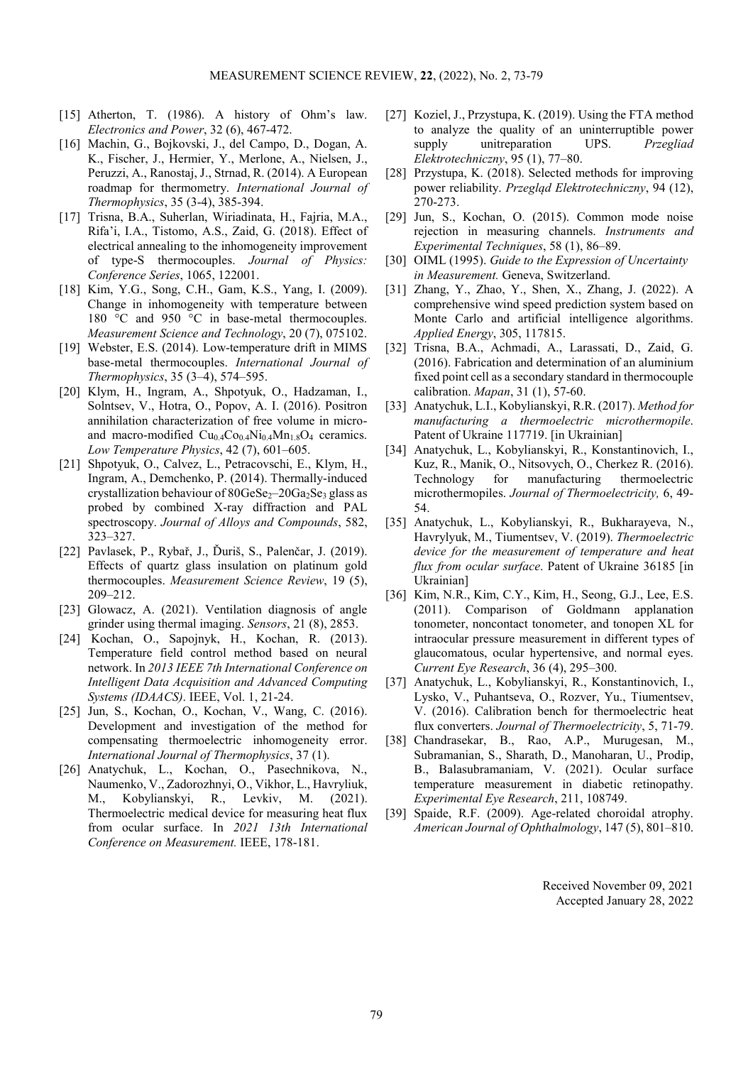[15] Atherton, T. (1986). A history of Ohm's law. *Electronics and Power*, 32 (6), 467-472.

[16] Machin, G., Bojkovski, J., del Campo, D., Dogan, A. K., Fischer, J., Hermier, Y., Merlone, A., Nielsen, J., Peruzzi, A., Ranostaj, J., Strnad, R. (2014). A European roadmap for thermometry. *International Journal of Thermophysics*, 35 (3-4), 385-394.

[17] Trisna, B.A., Suherlan, Wiriadinata, H., Fajria, M.A., Rifa'i, I.A., Tistomo, A.S., Zaid, G. (2018). Effect of electrical annealing to the inhomogeneity improvement of type-S thermocouples. *Journal of Physics: Conference Series*, 1065, 122001.

[18] Kim, Y.G., Song, C.H., Gam, K.S., Yang, I. (2009). Change in inhomogeneity with temperature between 180 °C and 950 °C in base-metal thermocouples. *Measurement Science and Technology*, 20 (7), 075102.

[19] Webster, E.S. (2014). Low-temperature drift in MIMS base-metal thermocouples. *International Journal of Thermophysics*, 35 (3–4), 574–595.

[20] Klym, H., Ingram, A., Shpotyuk, O., Hadzaman, I., Solntsev, V., Hotra, O., Popov, A. I. (2016). Positron annihilation characterization of free volume in micro- and macro-modified $Cu_{0.4}Co_{0.4}Ni_{0.4}Mn_{1.8}O_4$ ceramics. *Low Temperature Physics*, 42 (7), 601–605.

[21] Shpotyuk, O., Calvez, L., Petracovschi, E., Klym, H., Ingram, A., Demchenko, P. (2014). Thermally-induced crystallization behaviour of $80GeSe_2$–$20Ga_2Se_3$ glass as probed by combined X-ray diffraction and PAL spectroscopy. *Journal of Alloys and Compounds*, 582, 323–327.

[22] Pavlasek, P., Rybař, J., Ďuriš, S., Palenčar, J. (2019). Effects of quartz glass insulation on platinum gold thermocouples. *Measurement Science Review*, 19 (5), 209–212.

[23] Glowacz, A. (2021). Ventilation diagnosis of angle grinder using thermal imaging. *Sensors*, 21 (8), 2853.

[24] Kochan, O., Sapojnyk, H., Kochan, R. (2013). Temperature field control method based on neural network. In *2013 IEEE 7th International Conference on Intelligent Data Acquisition and Advanced Computing Systems (IDAACS)*. IEEE, Vol. 1, 21-24.

[25] Jun, S., Kochan, O., Kochan, V., Wang, C. (2016). Development and investigation of the method for compensating thermoelectric inhomogeneity error. *International Journal of Thermophysics*, 37 (1).

[26] Anatychuk, L., Kochan, O., Pasechnikova, N., Naumenko, V., Zadorozhnyi, O., Vikhor, L., Havryliuk, M., Kobylianskyi, R., Levkiv, M. (2021). Thermoelectric medical device for measuring heat flux from ocular surface. In *2021 13th International Conference on Measurement.* IEEE, 178-181.

[27] Koziel, J., Przystupa, K. (2019). Using the FTA method to analyze the quality of an uninterruptible power supply unitreparation UPS. *Przegliad Elektrotechniczny*, 95 (1), 77–80.

[28] Przystupa, K. (2018). Selected methods for improving power reliability. *Przegląd Elektrotechniczny*, 94 (12), 270-273.

[29] Jun, S., Kochan, O. (2015). Common mode noise rejection in measuring channels. *Instruments and Experimental Techniques*, 58 (1), 86–89.

[30] OIML (1995). *Guide to the Expression of Uncertainty in Measurement.* Geneva, Switzerland.

[31] Zhang, Y., Zhao, Y., Shen, X., Zhang, J. (2022). A comprehensive wind speed prediction system based on Monte Carlo and artificial intelligence algorithms. *Applied Energy*, 305, 117815.

[32] Trisna, B.A., Achmadi, A., Larassati, D., Zaid, G. (2016). Fabrication and determination of an aluminium fixed point cell as a secondary standard in thermocouple calibration. *Mapan*, 31 (1), 57-60.

[33] Anatychuk, L.I., Kobylianskyi, R.R. (2017). *Method for manufacturing a thermoelectric microthermopile*. Patent of Ukraine 117719. [in Ukrainian]

[34] Anatychuk, L., Kobylianskyi, R., Konstantinovich, I., Kuz, R., Manik, O., Nitsovych, O., Cherkez R. (2016). Technology for manufacturing thermoelectric microthermopiles. *Journal of Thermoelectricity,* 6, 49-54.

[35] Anatychuk, L., Kobylianskyi, R., Bukharayeva, N., Havrylyuk, M., Tiumentsev, V. (2019). *Thermoelectric device for the measurement of temperature and heat flux from ocular surface*. Patent of Ukraine 36185 [in Ukrainian]

[36] Kim, N.R., Kim, C.Y., Kim, H., Seong, G.J., Lee, E.S. (2011). Comparison of Goldmann applanation tonometer, noncontact tonometer, and tonopen XL for intraocular pressure measurement in different types of glaucomatous, ocular hypertensive, and normal eyes. *Current Eye Research*, 36 (4), 295–300.

[37] Anatychuk, L., Kobylianskyi, R., Konstantinovich, I., Lysko, V., Puhantseva, O., Rozver, Yu., Tiumentsev, V. (2016). Calibration bench for thermoelectric heat flux converters. *Journal of Thermoelectricity*, 5, 71-79.

[38] Chandrasekar, B., Rao, A.P., Murugesan, M., Subramanian, S., Sharath, D., Manoharan, U., Prodip, B., Balasubramaniam, V. (2021). Ocular surface temperature measurement in diabetic retinopathy. *Experimental Eye Research*, 211, 108749.

[39] Spaide, R.F. (2009). Age-related choroidal atrophy. *American Journal of Ophthalmology*, 147 (5), 801–810.

Received November 09, 2021
Accepted January 28, 2022